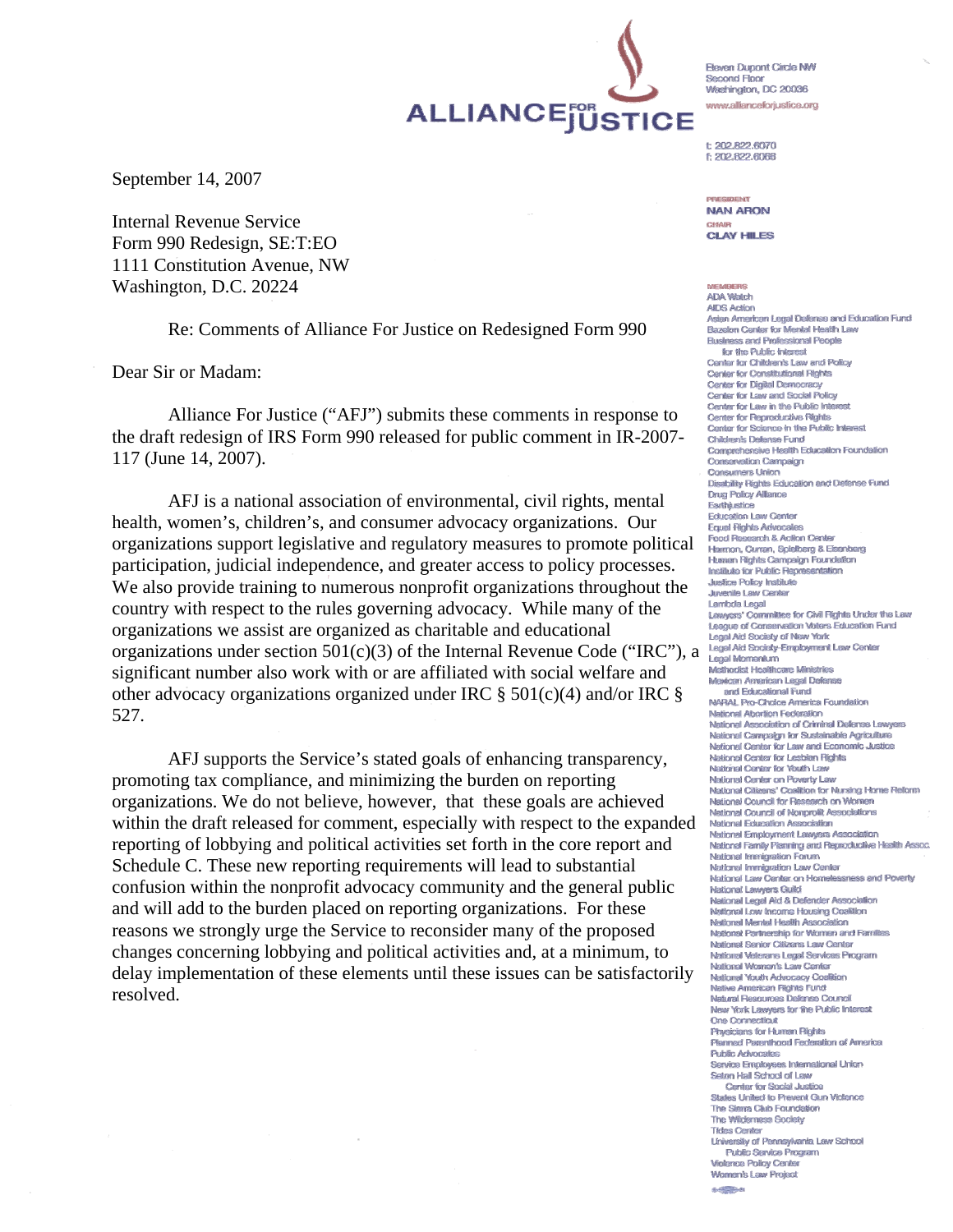ALLIANCE FOR JUSTICE

Eleven Dupont Circle NW
Second Floor
Washington, DC 20036
www.allianceforjustice.org

t: 202.822.6070
f: 202.822.6068

PRESIDENT
NAN ARON
CHAIR
CLAY HILES

MEMBERS
ADA Watch
AIDS Action
Asian American Legal Defense and Education Fund
Bazelon Center for Mental Health Law
Business and Professional People for the Public Interest
Center for Children's Law and Policy
Center for Constitutional Rights
Center for Digital Democracy
Center for Law and Social Policy
Center for Law in the Public Interest
Center for Reproductive Rights
Center for Science in the Public Interest
Children's Defense Fund
Comprehensive Health Education Foundation
Conservation Campaign
Consumers Union
Disability Rights Education and Defense Fund
Drug Policy Alliance
Earthjustice
Education Law Center
Equal Rights Advocates
Food Research & Action Center
Harmon, Curran, Spielberg & Eisenberg
Human Rights Campaign Foundation
Institute for Public Representation
Justice Policy Institute
Juvenile Law Center
Lambda Legal
Lawyers' Committee for Civil Rights Under the Law
League of Conservation Voters Education Fund
Legal Aid Society of New York
Legal Aid Society-Employment Law Center
Legal Momentum
Methodist Healthcare Ministries
Mexican American Legal Defense and Educational Fund
NARAL Pro-Choice America Foundation
National Abortion Federation
National Association of Criminal Defense Lawyers
National Campaign for Sustainable Agriculture
National Center for Law and Economic Justice
National Center for Lesbian Rights
National Center for Youth Law
National Center on Poverty Law
National Citizens' Coalition for Nursing Home Reform
National Council for Research on Women
National Council of Nonprofit Associations
National Education Association
National Employment Lawyers Association
National Family Planning and Reproductive Health Assoc.
National Immigration Forum
National Immigration Law Center
National Law Center on Homelessness and Poverty
National Lawyers Guild
National Legal Aid & Defender Association
National Low Income Housing Coalition
National Mental Health Association
National Partnership for Women and Families
National Senior Citizens Law Center
National Veterans Legal Services Program
National Women's Law Center
National Youth Advocacy Coalition
Native American Rights Fund
Natural Resources Defense Council
New York Lawyers for the Public Interest
One Connecticut
Physicians for Human Rights
Planned Parenthood Federation of America
Public Advocates
Service Employees International Union
Seton Hall School of Law Center for Social Justice
States United to Prevent Gun Violence
The Sierra Club Foundation
The Wilderness Society
Tides Center
University of Pennsylvania Law School Public Service Program
Violence Policy Center
Women's Law Project

September 14, 2007

Internal Revenue Service
Form 990 Redesign, SE:T:EO
1111 Constitution Avenue, NW
Washington, D.C. 20224

Re: Comments of Alliance For Justice on Redesigned Form 990

Dear Sir or Madam:

Alliance For Justice ("AFJ") submits these comments in response to the draft redesign of IRS Form 990 released for public comment in IR-2007-117 (June 14, 2007).

AFJ is a national association of environmental, civil rights, mental health, women's, children's, and consumer advocacy organizations. Our organizations support legislative and regulatory measures to promote political participation, judicial independence, and greater access to policy processes. We also provide training to numerous nonprofit organizations throughout the country with respect to the rules governing advocacy. While many of the organizations we assist are organized as charitable and educational organizations under section 501(c)(3) of the Internal Revenue Code ("IRC"), a significant number also work with or are affiliated with social welfare and other advocacy organizations organized under IRC § 501(c)(4) and/or IRC § 527.

AFJ supports the Service's stated goals of enhancing transparency, promoting tax compliance, and minimizing the burden on reporting organizations. We do not believe, however, that these goals are achieved within the draft released for comment, especially with respect to the expanded reporting of lobbying and political activities set forth in the core report and Schedule C. These new reporting requirements will lead to substantial confusion within the nonprofit advocacy community and the general public and will add to the burden placed on reporting organizations. For these reasons we strongly urge the Service to reconsider many of the proposed changes concerning lobbying and political activities and, at a minimum, to delay implementation of these elements until these issues can be satisfactorily resolved.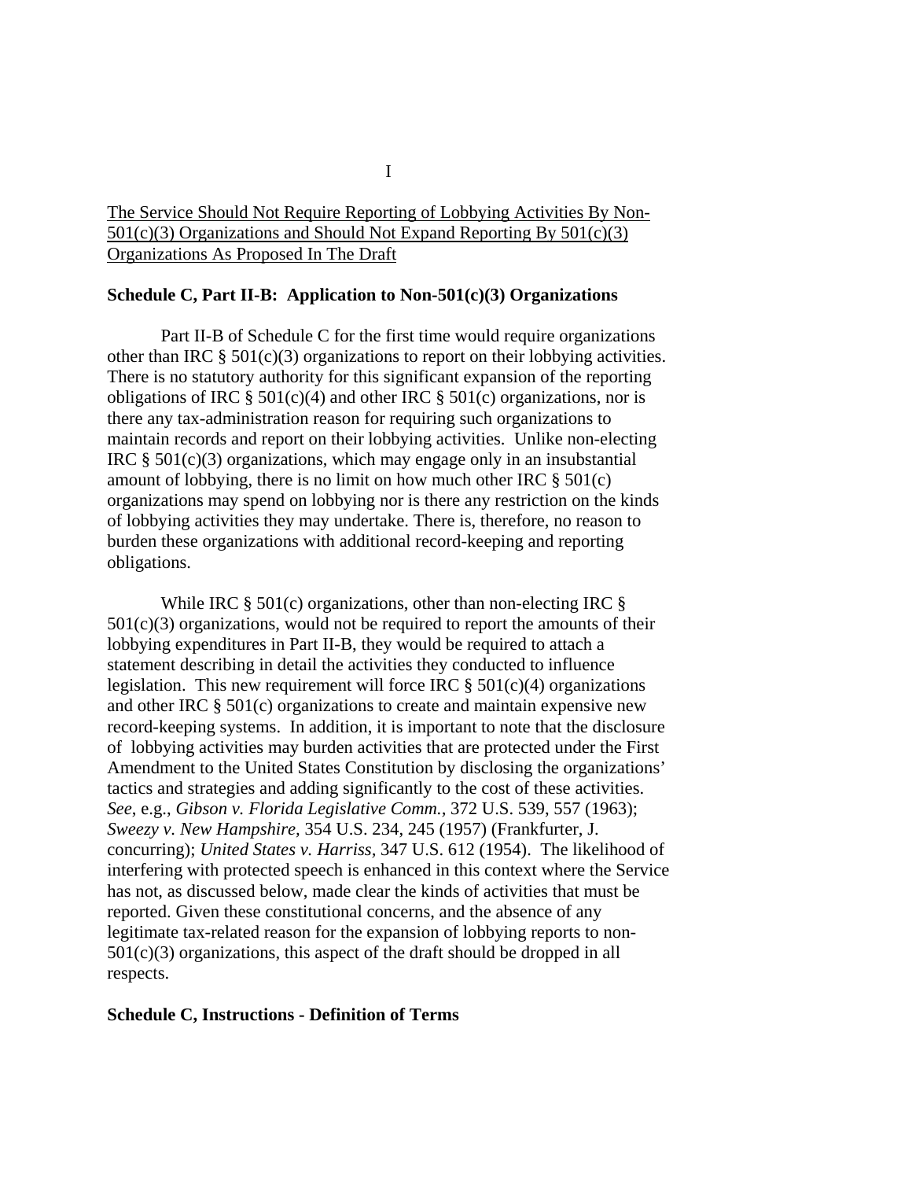I

<u>The Service Should Not Require Reporting of Lobbying Activities By Non-501(c)(3) Organizations and Should Not Expand Reporting By 501(c)(3) Organizations As Proposed In The Draft</u>

**Schedule C, Part II-B: Application to Non-501(c)(3) Organizations**

Part II-B of Schedule C for the first time would require organizations other than IRC § 501(c)(3) organizations to report on their lobbying activities. There is no statutory authority for this significant expansion of the reporting obligations of IRC § 501(c)(4) and other IRC § 501(c) organizations, nor is there any tax-administration reason for requiring such organizations to maintain records and report on their lobbying activities. Unlike non-electing IRC § 501(c)(3) organizations, which may engage only in an insubstantial amount of lobbying, there is no limit on how much other IRC § 501(c) organizations may spend on lobbying nor is there any restriction on the kinds of lobbying activities they may undertake. There is, therefore, no reason to burden these organizations with additional record-keeping and reporting obligations.

While IRC § 501(c) organizations, other than non-electing IRC § 501(c)(3) organizations, would not be required to report the amounts of their lobbying expenditures in Part II-B, they would be required to attach a statement describing in detail the activities they conducted to influence legislation. This new requirement will force IRC § 501(c)(4) organizations and other IRC § 501(c) organizations to create and maintain expensive new record-keeping systems. In addition, it is important to note that the disclosure of lobbying activities may burden activities that are protected under the First Amendment to the United States Constitution by disclosing the organizations' tactics and strategies and adding significantly to the cost of these activities. *See*, e.g., *Gibson v. Florida Legislative Comm.*, 372 U.S. 539, 557 (1963); *Sweezy v. New Hampshire*, 354 U.S. 234, 245 (1957) (Frankfurter, J. concurring); *United States v. Harriss*, 347 U.S. 612 (1954). The likelihood of interfering with protected speech is enhanced in this context where the Service has not, as discussed below, made clear the kinds of activities that must be reported. Given these constitutional concerns, and the absence of any legitimate tax-related reason for the expansion of lobbying reports to non-501(c)(3) organizations, this aspect of the draft should be dropped in all respects.

**Schedule C, Instructions - Definition of Terms**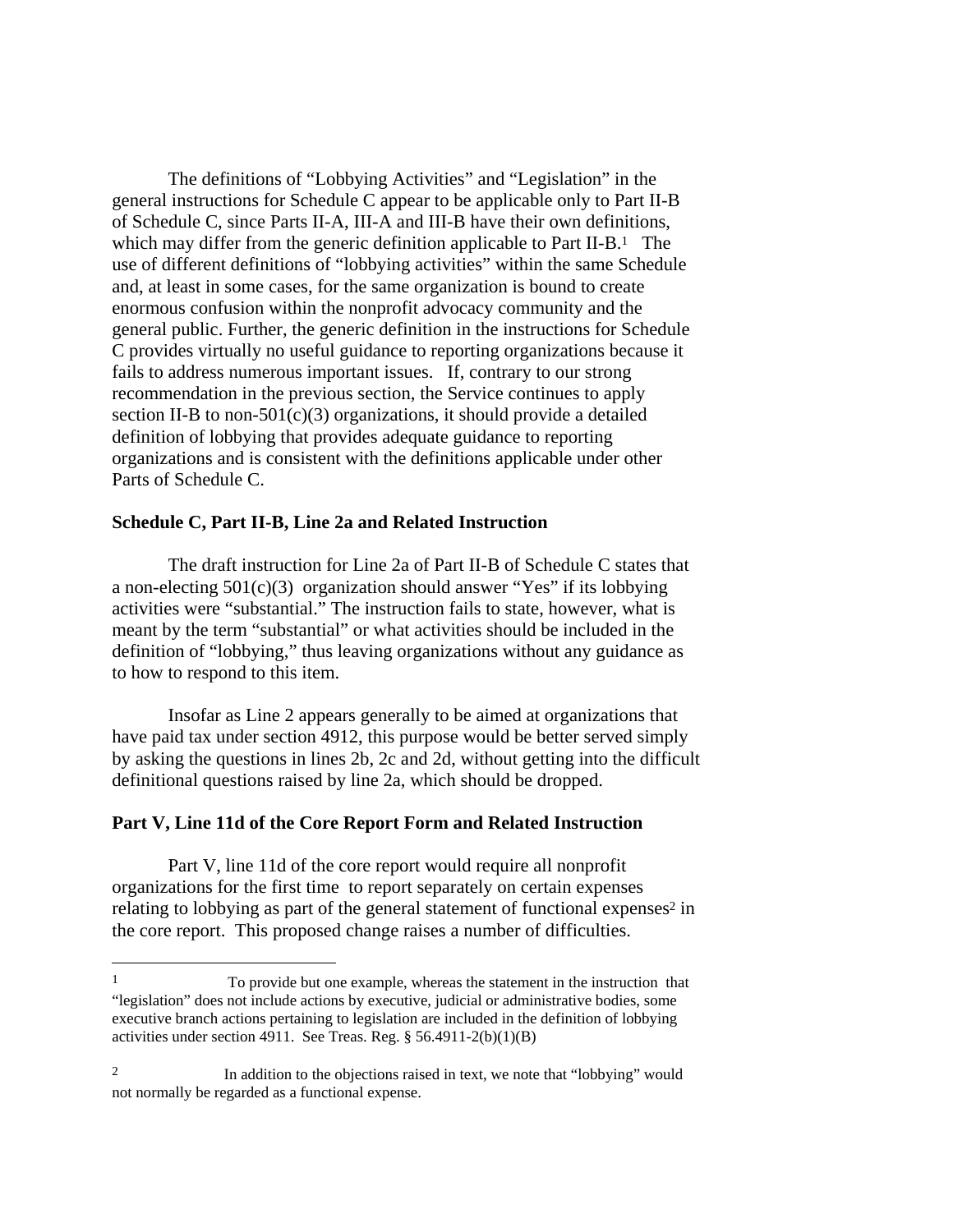The definitions of "Lobbying Activities" and "Legislation" in the general instructions for Schedule C appear to be applicable only to Part II-B of Schedule C, since Parts II-A, III-A and III-B have their own definitions, which may differ from the generic definition applicable to Part II-B.[1] The use of different definitions of "lobbying activities" within the same Schedule and, at least in some cases, for the same organization is bound to create enormous confusion within the nonprofit advocacy community and the general public. Further, the generic definition in the instructions for Schedule C provides virtually no useful guidance to reporting organizations because it fails to address numerous important issues. If, contrary to our strong recommendation in the previous section, the Service continues to apply section II-B to non-501(c)(3) organizations, it should provide a detailed definition of lobbying that provides adequate guidance to reporting organizations and is consistent with the definitions applicable under other Parts of Schedule C.

**Schedule C, Part II-B, Line 2a and Related Instruction**

The draft instruction for Line 2a of Part II-B of Schedule C states that a non-electing 501(c)(3) organization should answer "Yes" if its lobbying activities were "substantial." The instruction fails to state, however, what is meant by the term "substantial" or what activities should be included in the definition of "lobbying," thus leaving organizations without any guidance as to how to respond to this item.

Insofar as Line 2 appears generally to be aimed at organizations that have paid tax under section 4912, this purpose would be better served simply by asking the questions in lines 2b, 2c and 2d, without getting into the difficult definitional questions raised by line 2a, which should be dropped.

**Part V, Line 11d of the Core Report Form and Related Instruction**

Part V, line 11d of the core report would require all nonprofit organizations for the first time to report separately on certain expenses relating to lobbying as part of the general statement of functional expenses[2] in the core report. This proposed change raises a number of difficulties.

---

[1] To provide but one example, whereas the statement in the instruction that "legislation" does not include actions by executive, judicial or administrative bodies, some executive branch actions pertaining to legislation are included in the definition of lobbying activities under section 4911. See Treas. Reg. § 56.4911-2(b)(1)(B)

[2] In addition to the objections raised in text, we note that "lobbying" would not normally be regarded as a functional expense.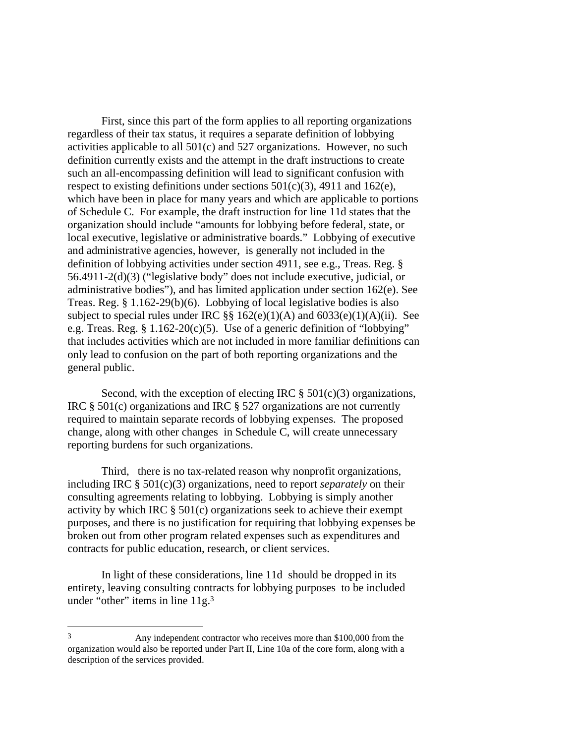First, since this part of the form applies to all reporting organizations regardless of their tax status, it requires a separate definition of lobbying activities applicable to all 501(c) and 527 organizations. However, no such definition currently exists and the attempt in the draft instructions to create such an all-encompassing definition will lead to significant confusion with respect to existing definitions under sections 501(c)(3), 4911 and 162(e), which have been in place for many years and which are applicable to portions of Schedule C. For example, the draft instruction for line 11d states that the organization should include "amounts for lobbying before federal, state, or local executive, legislative or administrative boards." Lobbying of executive and administrative agencies, however, is generally not included in the definition of lobbying activities under section 4911, see e.g., Treas. Reg. § 56.4911-2(d)(3) ("legislative body" does not include executive, judicial, or administrative bodies"), and has limited application under section 162(e). See Treas. Reg. § 1.162-29(b)(6). Lobbying of local legislative bodies is also subject to special rules under IRC §§ 162(e)(1)(A) and 6033(e)(1)(A)(ii). See e.g. Treas. Reg. § 1.162-20(c)(5). Use of a generic definition of "lobbying" that includes activities which are not included in more familiar definitions can only lead to confusion on the part of both reporting organizations and the general public.

Second, with the exception of electing IRC § 501(c)(3) organizations, IRC § 501(c) organizations and IRC § 527 organizations are not currently required to maintain separate records of lobbying expenses. The proposed change, along with other changes in Schedule C, will create unnecessary reporting burdens for such organizations.

Third, there is no tax-related reason why nonprofit organizations, including IRC § 501(c)(3) organizations, need to report *separately* on their consulting agreements relating to lobbying. Lobbying is simply another activity by which IRC § 501(c) organizations seek to achieve their exempt purposes, and there is no justification for requiring that lobbying expenses be broken out from other program related expenses such as expenditures and contracts for public education, research, or client services.

In light of these considerations, line 11d should be dropped in its entirety, leaving consulting contracts for lobbying purposes to be included under "other" items in line 11g.[3]

---

[3] Any independent contractor who receives more than $100,000 from the organization would also be reported under Part II, Line 10a of the core form, along with a description of the services provided.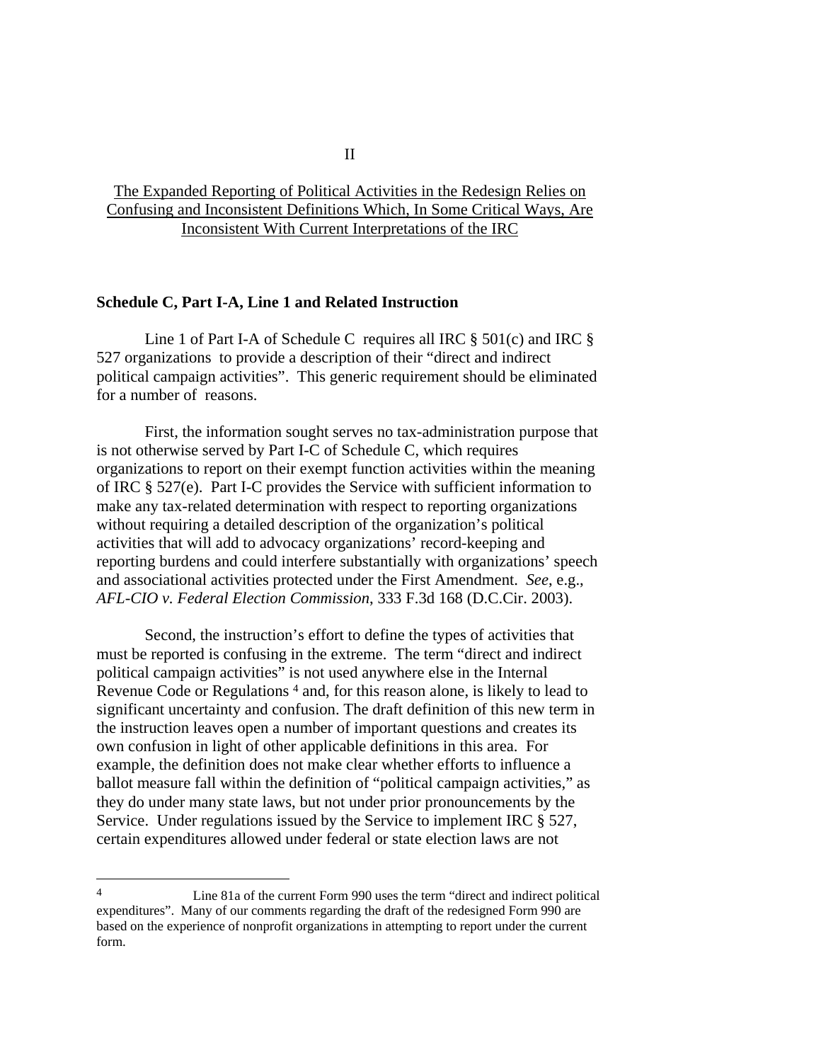II

<u>The Expanded Reporting of Political Activities in the Redesign Relies on Confusing and Inconsistent Definitions Which, In Some Critical Ways, Are Inconsistent With Current Interpretations of the IRC</u>

**Schedule C, Part I-A, Line 1 and Related Instruction**

Line 1 of Part I-A of Schedule C requires all IRC § 501(c) and IRC § 527 organizations to provide a description of their "direct and indirect political campaign activities". This generic requirement should be eliminated for a number of reasons.

First, the information sought serves no tax-administration purpose that is not otherwise served by Part I-C of Schedule C, which requires organizations to report on their exempt function activities within the meaning of IRC § 527(e). Part I-C provides the Service with sufficient information to make any tax-related determination with respect to reporting organizations without requiring a detailed description of the organization's political activities that will add to advocacy organizations' record-keeping and reporting burdens and could interfere substantially with organizations' speech and associational activities protected under the First Amendment. *See*, e.g., *AFL-CIO v. Federal Election Commission*, 333 F.3d 168 (D.C.Cir. 2003).

Second, the instruction's effort to define the types of activities that must be reported is confusing in the extreme. The term "direct and indirect political campaign activities" is not used anywhere else in the Internal Revenue Code or Regulations [4] and, for this reason alone, is likely to lead to significant uncertainty and confusion. The draft definition of this new term in the instruction leaves open a number of important questions and creates its own confusion in light of other applicable definitions in this area. For example, the definition does not make clear whether efforts to influence a ballot measure fall within the definition of "political campaign activities," as they do under many state laws, but not under prior pronouncements by the Service. Under regulations issued by the Service to implement IRC § 527, certain expenditures allowed under federal or state election laws are not

[4] Line 81a of the current Form 990 uses the term "direct and indirect political expenditures". Many of our comments regarding the draft of the redesigned Form 990 are based on the experience of nonprofit organizations in attempting to report under the current form.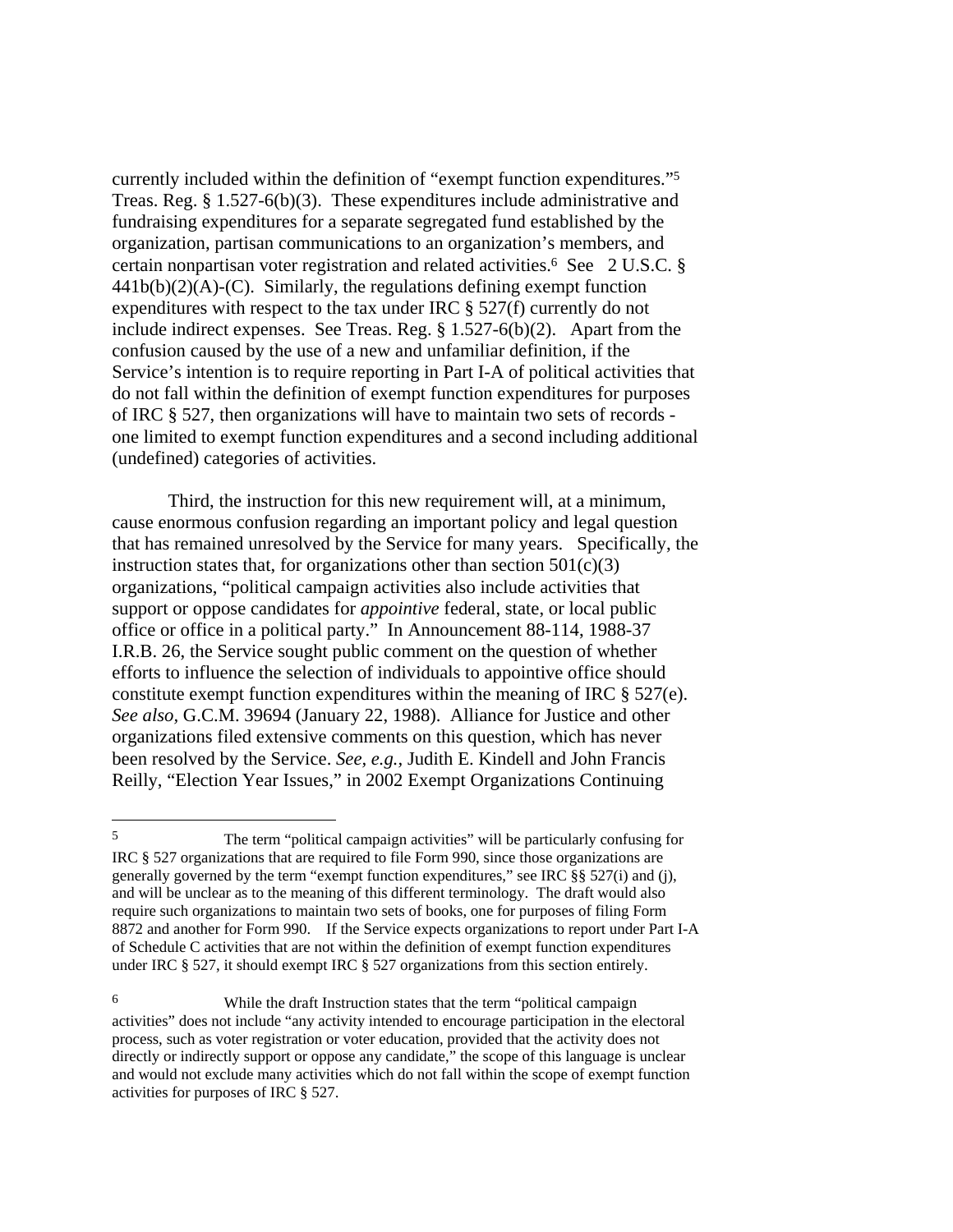currently included within the definition of "exempt function expenditures."[5] Treas. Reg. § 1.527-6(b)(3). These expenditures include administrative and fundraising expenditures for a separate segregated fund established by the organization, partisan communications to an organization's members, and certain nonpartisan voter registration and related activities.[6] See 2 U.S.C. § 441b(b)(2)(A)-(C). Similarly, the regulations defining exempt function expenditures with respect to the tax under IRC § 527(f) currently do not include indirect expenses. See Treas. Reg. § 1.527-6(b)(2). Apart from the confusion caused by the use of a new and unfamiliar definition, if the Service's intention is to require reporting in Part I-A of political activities that do not fall within the definition of exempt function expenditures for purposes of IRC § 527, then organizations will have to maintain two sets of records - one limited to exempt function expenditures and a second including additional (undefined) categories of activities.

Third, the instruction for this new requirement will, at a minimum, cause enormous confusion regarding an important policy and legal question that has remained unresolved by the Service for many years. Specifically, the instruction states that, for organizations other than section 501(c)(3) organizations, "political campaign activities also include activities that support or oppose candidates for *appointive* federal, state, or local public office or office in a political party." In Announcement 88-114, 1988-37 I.R.B. 26, the Service sought public comment on the question of whether efforts to influence the selection of individuals to appointive office should constitute exempt function expenditures within the meaning of IRC § 527(e). *See also*, G.C.M. 39694 (January 22, 1988). Alliance for Justice and other organizations filed extensive comments on this question, which has never been resolved by the Service. *See, e.g.,* Judith E. Kindell and John Francis Reilly, "Election Year Issues," in 2002 Exempt Organizations Continuing

---

[5] The term "political campaign activities" will be particularly confusing for IRC § 527 organizations that are required to file Form 990, since those organizations are generally governed by the term "exempt function expenditures," see IRC §§ 527(i) and (j), and will be unclear as to the meaning of this different terminology. The draft would also require such organizations to maintain two sets of books, one for purposes of filing Form 8872 and another for Form 990. If the Service expects organizations to report under Part I-A of Schedule C activities that are not within the definition of exempt function expenditures under IRC § 527, it should exempt IRC § 527 organizations from this section entirely.

[6] While the draft Instruction states that the term "political campaign activities" does not include "any activity intended to encourage participation in the electoral process, such as voter registration or voter education, provided that the activity does not directly or indirectly support or oppose any candidate," the scope of this language is unclear and would not exclude many activities which do not fall within the scope of exempt function activities for purposes of IRC § 527.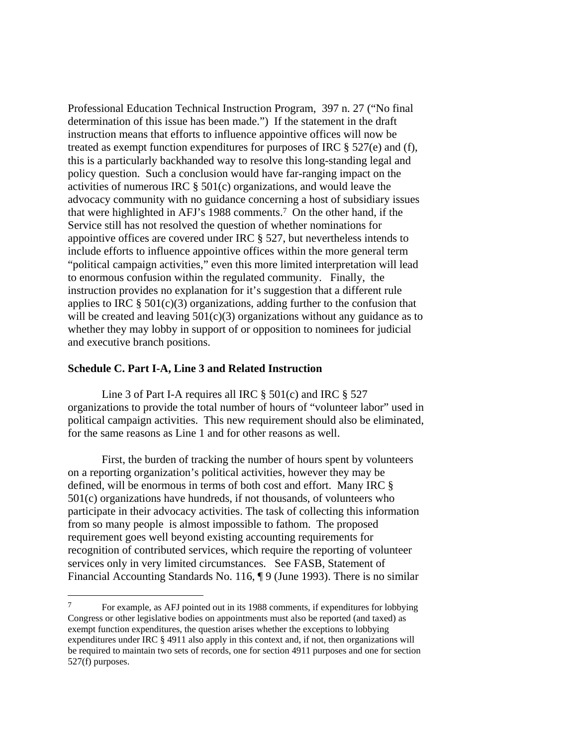Professional Education Technical Instruction Program, 397 n. 27 ("No final determination of this issue has been made.") If the statement in the draft instruction means that efforts to influence appointive offices will now be treated as exempt function expenditures for purposes of IRC § 527(e) and (f), this is a particularly backhanded way to resolve this long-standing legal and policy question. Such a conclusion would have far-ranging impact on the activities of numerous IRC § 501(c) organizations, and would leave the advocacy community with no guidance concerning a host of subsidiary issues that were highlighted in AFJ's 1988 comments.[7] On the other hand, if the Service still has not resolved the question of whether nominations for appointive offices are covered under IRC § 527, but nevertheless intends to include efforts to influence appointive offices within the more general term "political campaign activities," even this more limited interpretation will lead to enormous confusion within the regulated community. Finally, the instruction provides no explanation for it's suggestion that a different rule applies to IRC § 501(c)(3) organizations, adding further to the confusion that will be created and leaving 501(c)(3) organizations without any guidance as to whether they may lobby in support of or opposition to nominees for judicial and executive branch positions.

**Schedule C. Part I-A, Line 3 and Related Instruction**

Line 3 of Part I-A requires all IRC § 501(c) and IRC § 527 organizations to provide the total number of hours of "volunteer labor" used in political campaign activities. This new requirement should also be eliminated, for the same reasons as Line 1 and for other reasons as well.

First, the burden of tracking the number of hours spent by volunteers on a reporting organization's political activities, however they may be defined, will be enormous in terms of both cost and effort. Many IRC § 501(c) organizations have hundreds, if not thousands, of volunteers who participate in their advocacy activities. The task of collecting this information from so many people is almost impossible to fathom. The proposed requirement goes well beyond existing accounting requirements for recognition of contributed services, which require the reporting of volunteer services only in very limited circumstances. See FASB, Statement of Financial Accounting Standards No. 116, ¶ 9 (June 1993). There is no similar

---

[7] For example, as AFJ pointed out in its 1988 comments, if expenditures for lobbying Congress or other legislative bodies on appointments must also be reported (and taxed) as exempt function expenditures, the question arises whether the exceptions to lobbying expenditures under IRC § 4911 also apply in this context and, if not, then organizations will be required to maintain two sets of records, one for section 4911 purposes and one for section 527(f) purposes.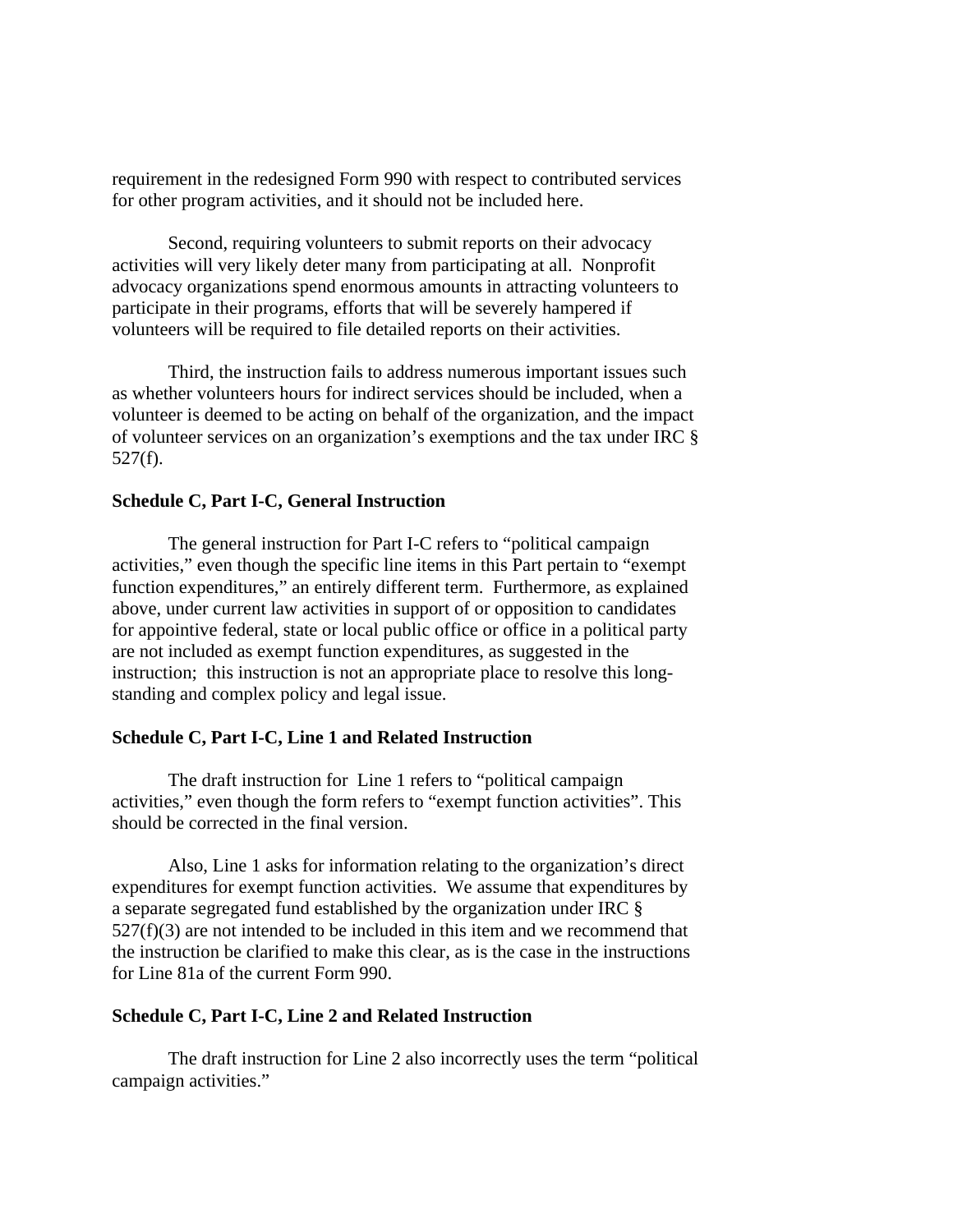requirement in the redesigned Form 990 with respect to contributed services for other program activities, and it should not be included here.

Second, requiring volunteers to submit reports on their advocacy activities will very likely deter many from participating at all. Nonprofit advocacy organizations spend enormous amounts in attracting volunteers to participate in their programs, efforts that will be severely hampered if volunteers will be required to file detailed reports on their activities.

Third, the instruction fails to address numerous important issues such as whether volunteers hours for indirect services should be included, when a volunteer is deemed to be acting on behalf of the organization, and the impact of volunteer services on an organization's exemptions and the tax under IRC § 527(f).

**Schedule C, Part I-C, General Instruction**

The general instruction for Part I-C refers to "political campaign activities," even though the specific line items in this Part pertain to "exempt function expenditures," an entirely different term. Furthermore, as explained above, under current law activities in support of or opposition to candidates for appointive federal, state or local public office or office in a political party are not included as exempt function expenditures, as suggested in the instruction; this instruction is not an appropriate place to resolve this long-standing and complex policy and legal issue.

**Schedule C, Part I-C, Line 1 and Related Instruction**

The draft instruction for Line 1 refers to "political campaign activities," even though the form refers to "exempt function activities". This should be corrected in the final version.

Also, Line 1 asks for information relating to the organization's direct expenditures for exempt function activities. We assume that expenditures by a separate segregated fund established by the organization under IRC § 527(f)(3) are not intended to be included in this item and we recommend that the instruction be clarified to make this clear, as is the case in the instructions for Line 81a of the current Form 990.

**Schedule C, Part I-C, Line 2 and Related Instruction**

The draft instruction for Line 2 also incorrectly uses the term "political campaign activities."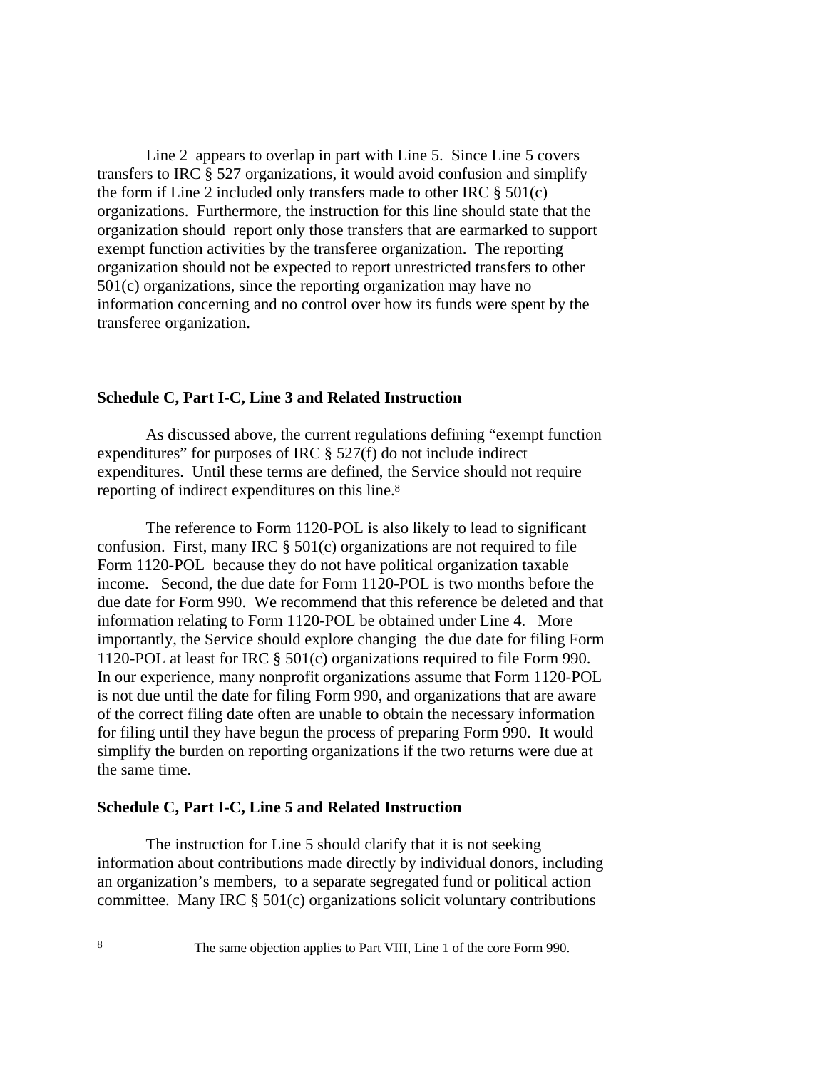Line 2 appears to overlap in part with Line 5. Since Line 5 covers transfers to IRC § 527 organizations, it would avoid confusion and simplify the form if Line 2 included only transfers made to other IRC § 501(c) organizations. Furthermore, the instruction for this line should state that the organization should report only those transfers that are earmarked to support exempt function activities by the transferee organization. The reporting organization should not be expected to report unrestricted transfers to other 501(c) organizations, since the reporting organization may have no information concerning and no control over how its funds were spent by the transferee organization.

**Schedule C, Part I-C, Line 3 and Related Instruction**

As discussed above, the current regulations defining "exempt function expenditures" for purposes of IRC § 527(f) do not include indirect expenditures. Until these terms are defined, the Service should not require reporting of indirect expenditures on this line.[8]

The reference to Form 1120-POL is also likely to lead to significant confusion. First, many IRC § 501(c) organizations are not required to file Form 1120-POL because they do not have political organization taxable income. Second, the due date for Form 1120-POL is two months before the due date for Form 990. We recommend that this reference be deleted and that information relating to Form 1120-POL be obtained under Line 4. More importantly, the Service should explore changing the due date for filing Form 1120-POL at least for IRC § 501(c) organizations required to file Form 990. In our experience, many nonprofit organizations assume that Form 1120-POL is not due until the date for filing Form 990, and organizations that are aware of the correct filing date often are unable to obtain the necessary information for filing until they have begun the process of preparing Form 990. It would simplify the burden on reporting organizations if the two returns were due at the same time.

**Schedule C, Part I-C, Line 5 and Related Instruction**

The instruction for Line 5 should clarify that it is not seeking information about contributions made directly by individual donors, including an organization's members, to a separate segregated fund or political action committee. Many IRC § 501(c) organizations solicit voluntary contributions

---

[8] The same objection applies to Part VIII, Line 1 of the core Form 990.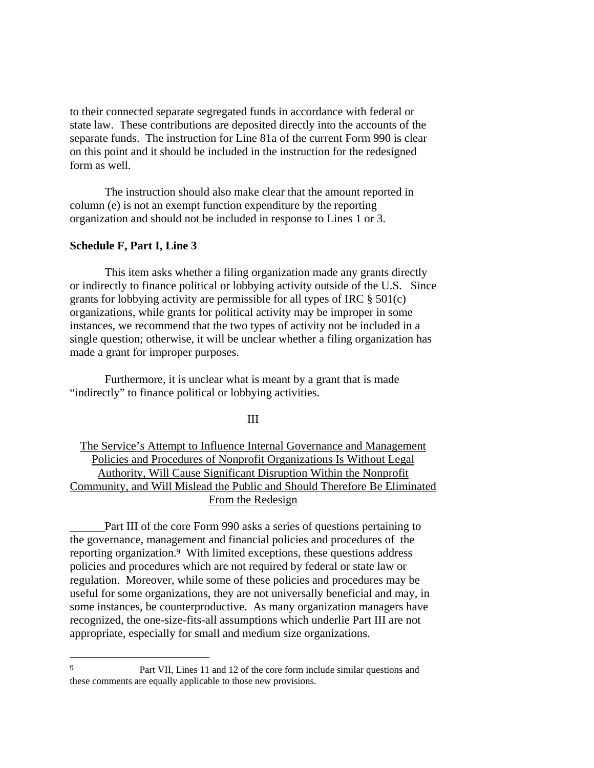to their connected separate segregated funds in accordance with federal or state law. These contributions are deposited directly into the accounts of the separate funds. The instruction for Line 81a of the current Form 990 is clear on this point and it should be included in the instruction for the redesigned form as well.

The instruction should also make clear that the amount reported in column (e) is not an exempt function expenditure by the reporting organization and should not be included in response to Lines 1 or 3.

**Schedule F, Part I, Line 3**

This item asks whether a filing organization made any grants directly or indirectly to finance political or lobbying activity outside of the U.S. Since grants for lobbying activity are permissible for all types of IRC § 501(c) organizations, while grants for political activity may be improper in some instances, we recommend that the two types of activity not be included in a single question; otherwise, it will be unclear whether a filing organization has made a grant for improper purposes.

Furthermore, it is unclear what is meant by a grant that is made "indirectly" to finance political or lobbying activities.

III

<u>The Service's Attempt to Influence Internal Governance and Management Policies and Procedures of Nonprofit Organizations Is Without Legal Authority, Will Cause Significant Disruption Within the Nonprofit Community, and Will Mislead the Public and Should Therefore Be Eliminated From the Redesign</u>

Part III of the core Form 990 asks a series of questions pertaining to the governance, management and financial policies and procedures of the reporting organization.[9] With limited exceptions, these questions address policies and procedures which are not required by federal or state law or regulation. Moreover, while some of these policies and procedures may be useful for some organizations, they are not universally beneficial and may, in some instances, be counterproductive. As many organization managers have recognized, the one-size-fits-all assumptions which underlie Part III are not appropriate, especially for small and medium size organizations.

---

[9] Part VII, Lines 11 and 12 of the core form include similar questions and these comments are equally applicable to those new provisions.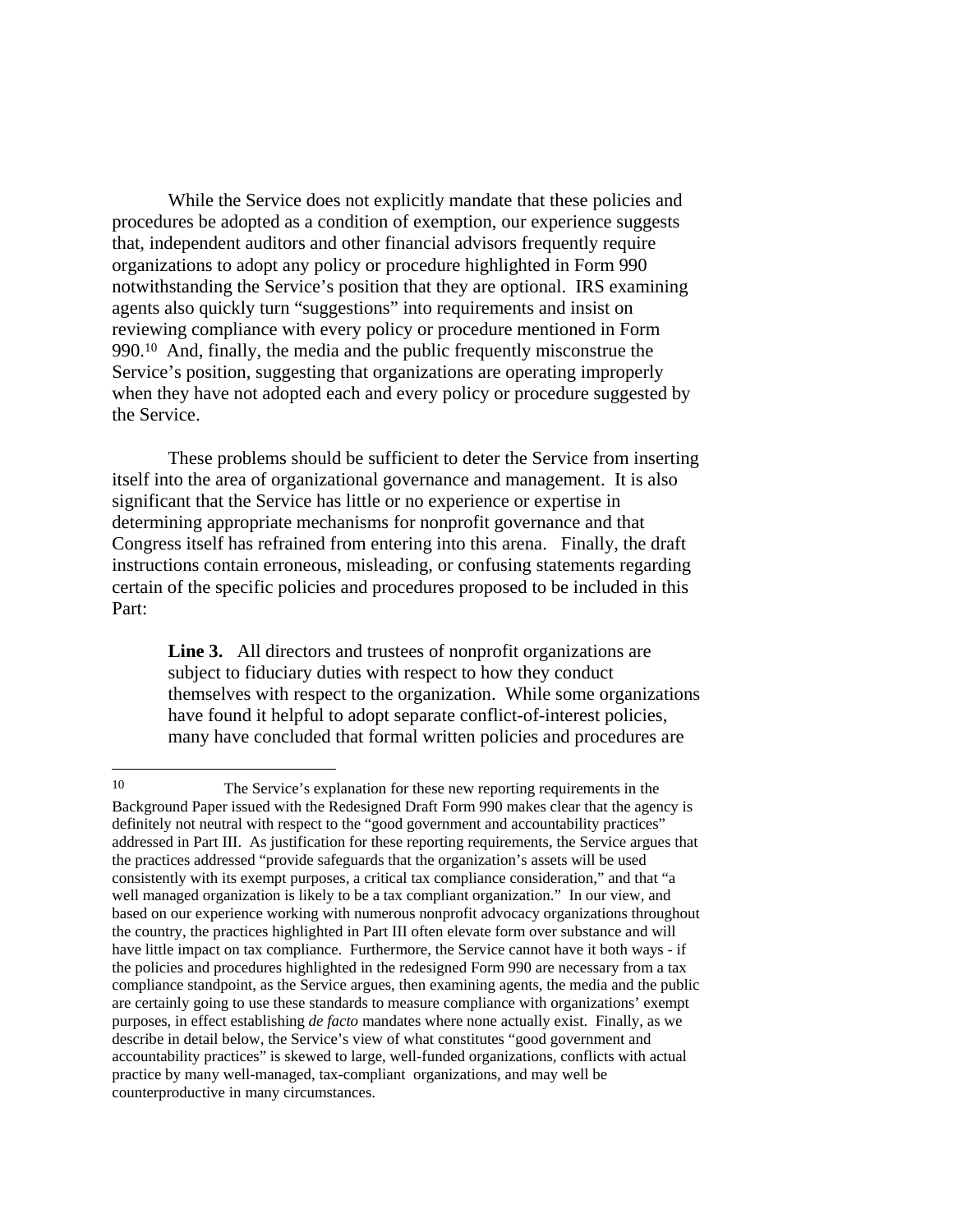While the Service does not explicitly mandate that these policies and procedures be adopted as a condition of exemption, our experience suggests that, independent auditors and other financial advisors frequently require organizations to adopt any policy or procedure highlighted in Form 990 notwithstanding the Service's position that they are optional. IRS examining agents also quickly turn "suggestions" into requirements and insist on reviewing compliance with every policy or procedure mentioned in Form 990.[10] And, finally, the media and the public frequently misconstrue the Service's position, suggesting that organizations are operating improperly when they have not adopted each and every policy or procedure suggested by the Service.

These problems should be sufficient to deter the Service from inserting itself into the area of organizational governance and management. It is also significant that the Service has little or no experience or expertise in determining appropriate mechanisms for nonprofit governance and that Congress itself has refrained from entering into this arena. Finally, the draft instructions contain erroneous, misleading, or confusing statements regarding certain of the specific policies and procedures proposed to be included in this Part:

> **Line 3.** All directors and trustees of nonprofit organizations are subject to fiduciary duties with respect to how they conduct themselves with respect to the organization. While some organizations have found it helpful to adopt separate conflict-of-interest policies, many have concluded that formal written policies and procedures are

---

[10] The Service's explanation for these new reporting requirements in the Background Paper issued with the Redesigned Draft Form 990 makes clear that the agency is definitely not neutral with respect to the "good government and accountability practices" addressed in Part III. As justification for these reporting requirements, the Service argues that the practices addressed "provide safeguards that the organization's assets will be used consistently with its exempt purposes, a critical tax compliance consideration," and that "a well managed organization is likely to be a tax compliant organization." In our view, and based on our experience working with numerous nonprofit advocacy organizations throughout the country, the practices highlighted in Part III often elevate form over substance and will have little impact on tax compliance. Furthermore, the Service cannot have it both ways - if the policies and procedures highlighted in the redesigned Form 990 are necessary from a tax compliance standpoint, as the Service argues, then examining agents, the media and the public are certainly going to use these standards to measure compliance with organizations' exempt purposes, in effect establishing *de facto* mandates where none actually exist. Finally, as we describe in detail below, the Service's view of what constitutes "good government and accountability practices" is skewed to large, well-funded organizations, conflicts with actual practice by many well-managed, tax-compliant organizations, and may well be counterproductive in many circumstances.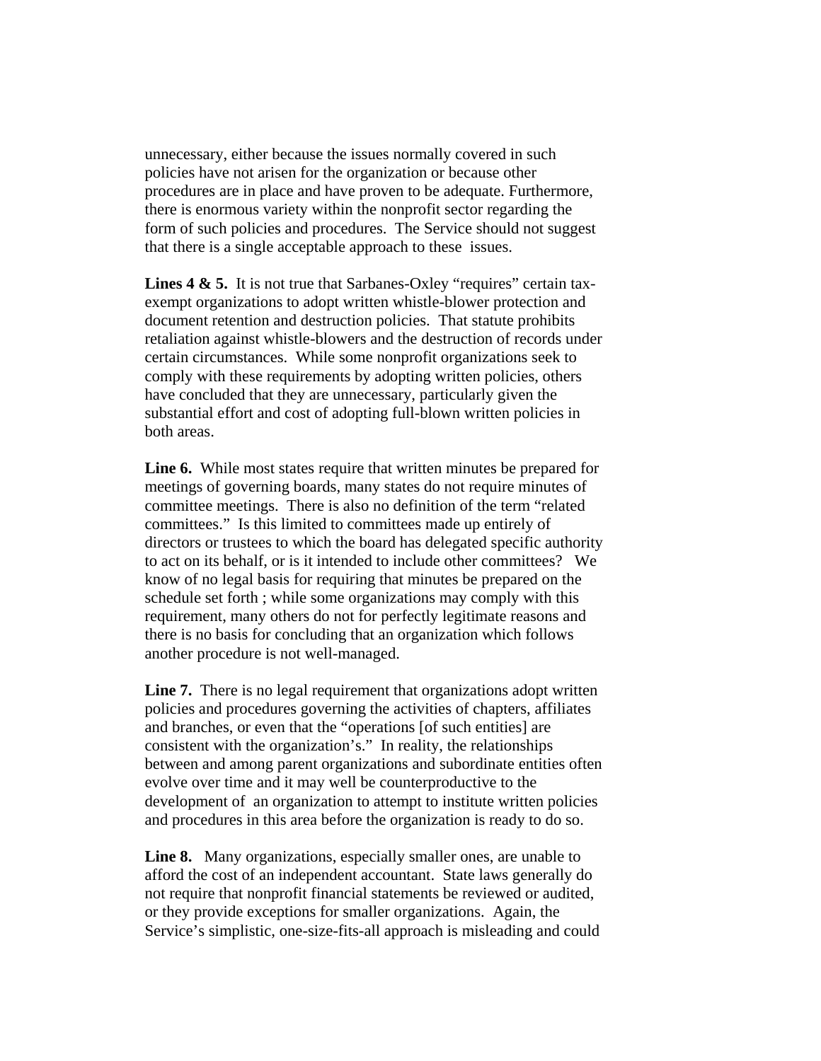unnecessary, either because the issues normally covered in such policies have not arisen for the organization or because other procedures are in place and have proven to be adequate. Furthermore, there is enormous variety within the nonprofit sector regarding the form of such policies and procedures. The Service should not suggest that there is a single acceptable approach to these issues.

**Lines 4 & 5.** It is not true that Sarbanes-Oxley "requires" certain tax-exempt organizations to adopt written whistle-blower protection and document retention and destruction policies. That statute prohibits retaliation against whistle-blowers and the destruction of records under certain circumstances. While some nonprofit organizations seek to comply with these requirements by adopting written policies, others have concluded that they are unnecessary, particularly given the substantial effort and cost of adopting full-blown written policies in both areas.

**Line 6.** While most states require that written minutes be prepared for meetings of governing boards, many states do not require minutes of committee meetings. There is also no definition of the term "related committees." Is this limited to committees made up entirely of directors or trustees to which the board has delegated specific authority to act on its behalf, or is it intended to include other committees? We know of no legal basis for requiring that minutes be prepared on the schedule set forth ; while some organizations may comply with this requirement, many others do not for perfectly legitimate reasons and there is no basis for concluding that an organization which follows another procedure is not well-managed.

**Line 7.** There is no legal requirement that organizations adopt written policies and procedures governing the activities of chapters, affiliates and branches, or even that the "operations [of such entities] are consistent with the organization's." In reality, the relationships between and among parent organizations and subordinate entities often evolve over time and it may well be counterproductive to the development of an organization to attempt to institute written policies and procedures in this area before the organization is ready to do so.

**Line 8.** Many organizations, especially smaller ones, are unable to afford the cost of an independent accountant. State laws generally do not require that nonprofit financial statements be reviewed or audited, or they provide exceptions for smaller organizations. Again, the Service's simplistic, one-size-fits-all approach is misleading and could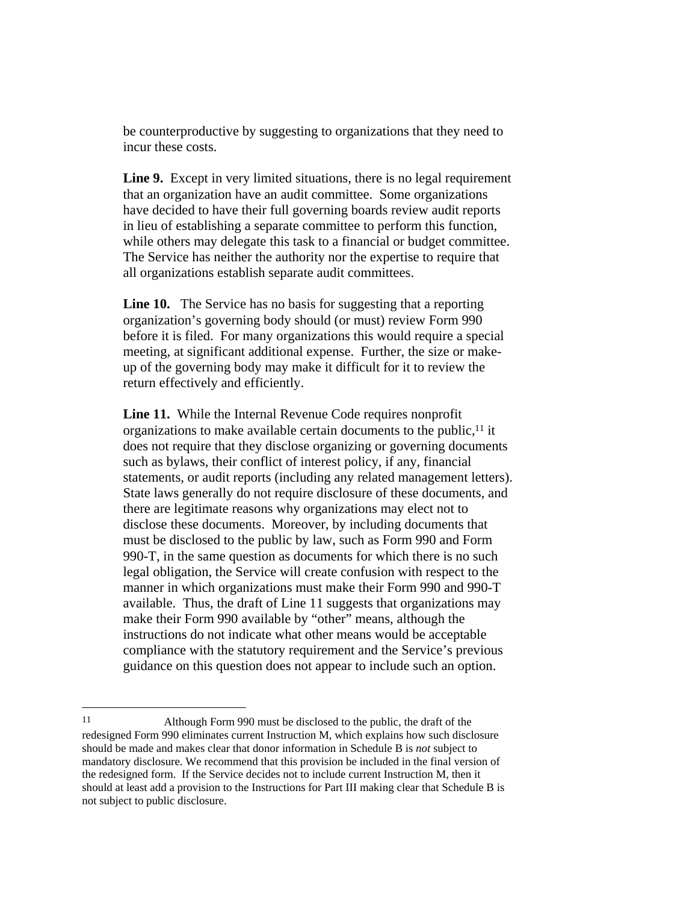be counterproductive by suggesting to organizations that they need to incur these costs.

**Line 9.** Except in very limited situations, there is no legal requirement that an organization have an audit committee. Some organizations have decided to have their full governing boards review audit reports in lieu of establishing a separate committee to perform this function, while others may delegate this task to a financial or budget committee. The Service has neither the authority nor the expertise to require that all organizations establish separate audit committees.

**Line 10.** The Service has no basis for suggesting that a reporting organization's governing body should (or must) review Form 990 before it is filed. For many organizations this would require a special meeting, at significant additional expense. Further, the size or make-up of the governing body may make it difficult for it to review the return effectively and efficiently.

**Line 11.** While the Internal Revenue Code requires nonprofit organizations to make available certain documents to the public,[11] it does not require that they disclose organizing or governing documents such as bylaws, their conflict of interest policy, if any, financial statements, or audit reports (including any related management letters). State laws generally do not require disclosure of these documents, and there are legitimate reasons why organizations may elect not to disclose these documents. Moreover, by including documents that must be disclosed to the public by law, such as Form 990 and Form 990-T, in the same question as documents for which there is no such legal obligation, the Service will create confusion with respect to the manner in which organizations must make their Form 990 and 990-T available. Thus, the draft of Line 11 suggests that organizations may make their Form 990 available by "other" means, although the instructions do not indicate what other means would be acceptable compliance with the statutory requirement and the Service's previous guidance on this question does not appear to include such an option.

---

[11] Although Form 990 must be disclosed to the public, the draft of the redesigned Form 990 eliminates current Instruction M, which explains how such disclosure should be made and makes clear that donor information in Schedule B is *not* subject to mandatory disclosure. We recommend that this provision be included in the final version of the redesigned form. If the Service decides not to include current Instruction M, then it should at least add a provision to the Instructions for Part III making clear that Schedule B is not subject to public disclosure.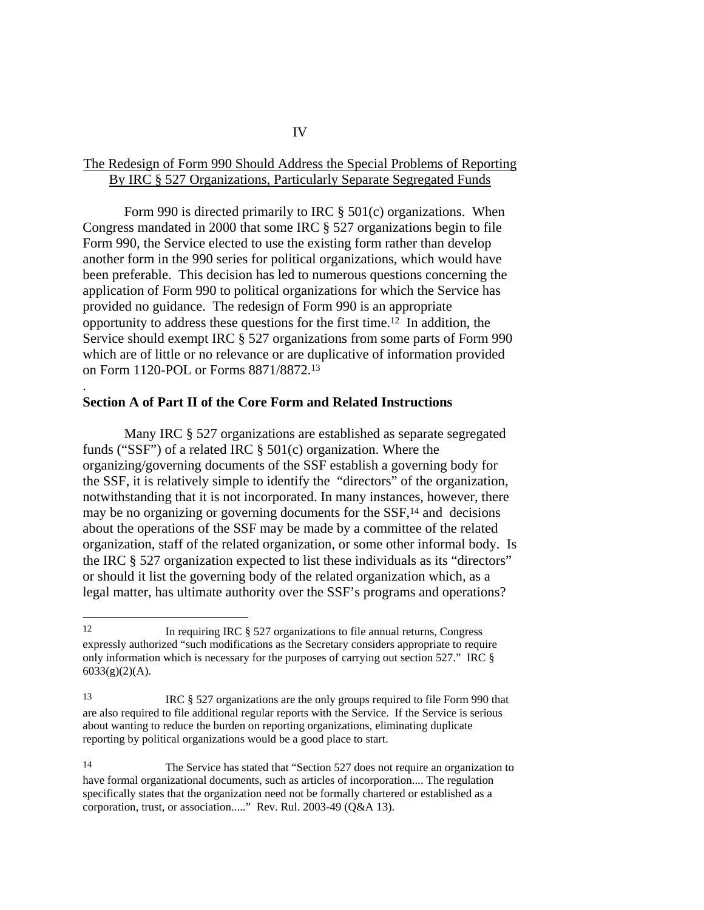## IV

## The Redesign of Form 990 Should Address the Special Problems of Reporting By IRC § 527 Organizations, Particularly Separate Segregated Funds

Form 990 is directed primarily to IRC § 501(c) organizations. When Congress mandated in 2000 that some IRC § 527 organizations begin to file Form 990, the Service elected to use the existing form rather than develop another form in the 990 series for political organizations, which would have been preferable. This decision has led to numerous questions concerning the application of Form 990 to political organizations for which the Service has provided no guidance. The redesign of Form 990 is an appropriate opportunity to address these questions for the first time.[12] In addition, the Service should exempt IRC § 527 organizations from some parts of Form 990 which are of little or no relevance or are duplicative of information provided on Form 1120-POL or Forms 8871/8872.[13]

### Section A of Part II of the Core Form and Related Instructions

Many IRC § 527 organizations are established as separate segregated funds ("SSF") of a related IRC § 501(c) organization. Where the organizing/governing documents of the SSF establish a governing body for the SSF, it is relatively simple to identify the "directors" of the organization, notwithstanding that it is not incorporated. In many instances, however, there may be no organizing or governing documents for the SSF,[14] and decisions about the operations of the SSF may be made by a committee of the related organization, staff of the related organization, or some other informal body. Is the IRC § 527 organization expected to list these individuals as its "directors" or should it list the governing body of the related organization which, as a legal matter, has ultimate authority over the SSF's programs and operations?

---

[12] In requiring IRC § 527 organizations to file annual returns, Congress expressly authorized "such modifications as the Secretary considers appropriate to require only information which is necessary for the purposes of carrying out section 527." IRC § 6033(g)(2)(A).

[13] IRC § 527 organizations are the only groups required to file Form 990 that are also required to file additional regular reports with the Service. If the Service is serious about wanting to reduce the burden on reporting organizations, eliminating duplicate reporting by political organizations would be a good place to start.

[14] The Service has stated that "Section 527 does not require an organization to have formal organizational documents, such as articles of incorporation.... The regulation specifically states that the organization need not be formally chartered or established as a corporation, trust, or association....." Rev. Rul. 2003-49 (Q&A 13).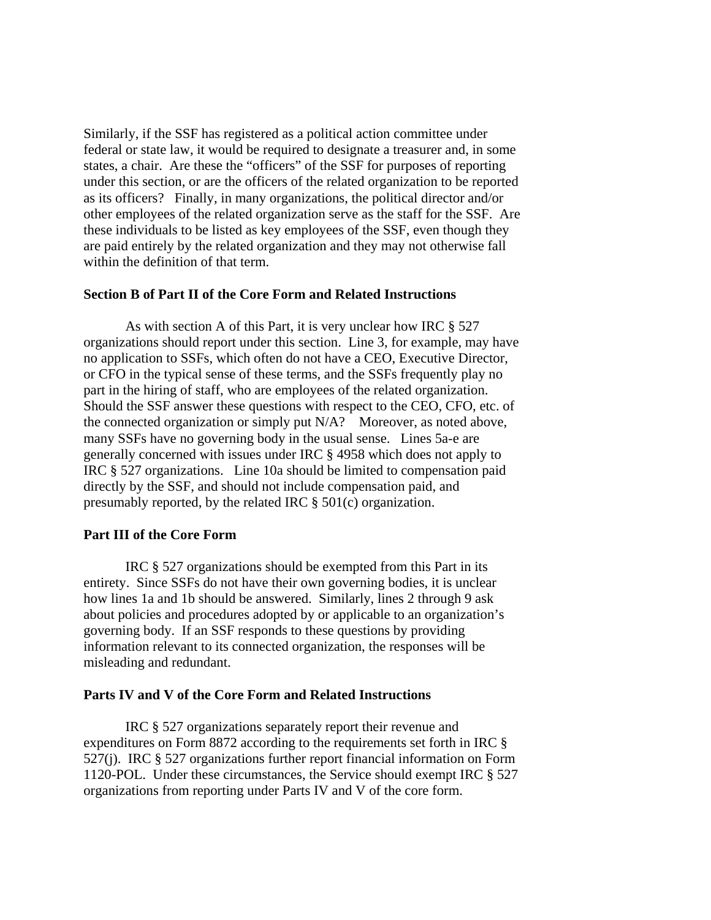Similarly, if the SSF has registered as a political action committee under federal or state law, it would be required to designate a treasurer and, in some states, a chair. Are these the "officers" of the SSF for purposes of reporting under this section, or are the officers of the related organization to be reported as its officers? Finally, in many organizations, the political director and/or other employees of the related organization serve as the staff for the SSF. Are these individuals to be listed as key employees of the SSF, even though they are paid entirely by the related organization and they may not otherwise fall within the definition of that term.

**Section B of Part II of the Core Form and Related Instructions**

As with section A of this Part, it is very unclear how IRC § 527 organizations should report under this section. Line 3, for example, may have no application to SSFs, which often do not have a CEO, Executive Director, or CFO in the typical sense of these terms, and the SSFs frequently play no part in the hiring of staff, who are employees of the related organization. Should the SSF answer these questions with respect to the CEO, CFO, etc. of the connected organization or simply put N/A? Moreover, as noted above, many SSFs have no governing body in the usual sense. Lines 5a-e are generally concerned with issues under IRC § 4958 which does not apply to IRC § 527 organizations. Line 10a should be limited to compensation paid directly by the SSF, and should not include compensation paid, and presumably reported, by the related IRC § 501(c) organization.

**Part III of the Core Form**

IRC § 527 organizations should be exempted from this Part in its entirety. Since SSFs do not have their own governing bodies, it is unclear how lines 1a and 1b should be answered. Similarly, lines 2 through 9 ask about policies and procedures adopted by or applicable to an organization's governing body. If an SSF responds to these questions by providing information relevant to its connected organization, the responses will be misleading and redundant.

**Parts IV and V of the Core Form and Related Instructions**

IRC § 527 organizations separately report their revenue and expenditures on Form 8872 according to the requirements set forth in IRC § 527(j). IRC § 527 organizations further report financial information on Form 1120-POL. Under these circumstances, the Service should exempt IRC § 527 organizations from reporting under Parts IV and V of the core form.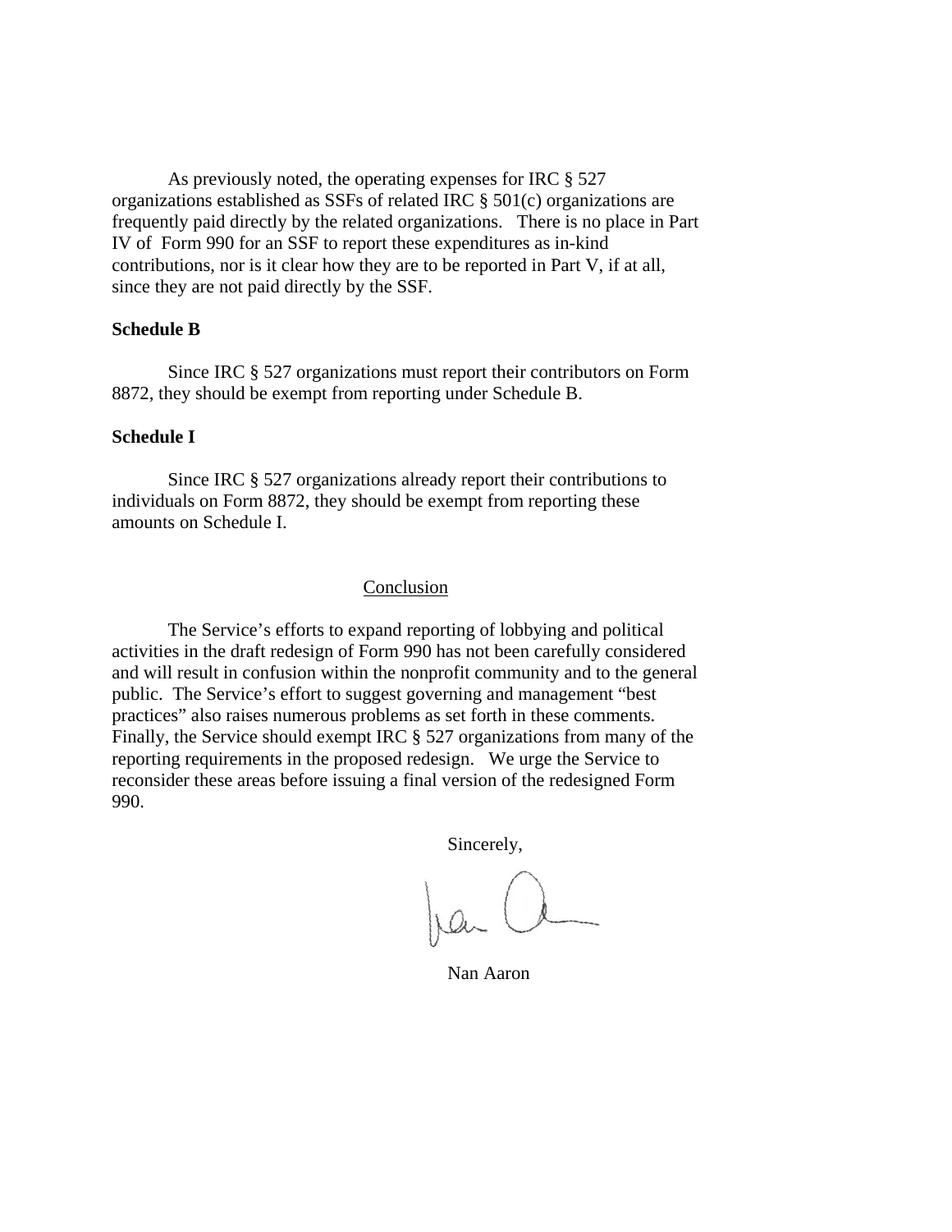As previously noted, the operating expenses for IRC § 527 organizations established as SSFs of related IRC § 501(c) organizations are frequently paid directly by the related organizations. There is no place in Part IV of Form 990 for an SSF to report these expenditures as in-kind contributions, nor is it clear how they are to be reported in Part V, if at all, since they are not paid directly by the SSF.

**Schedule B**

Since IRC § 527 organizations must report their contributors on Form 8872, they should be exempt from reporting under Schedule B.

**Schedule I**

Since IRC § 527 organizations already report their contributions to individuals on Form 8872, they should be exempt from reporting these amounts on Schedule I.

## Conclusion

The Service's efforts to expand reporting of lobbying and political activities in the draft redesign of Form 990 has not been carefully considered and will result in confusion within the nonprofit community and to the general public. The Service's effort to suggest governing and management "best practices" also raises numerous problems as set forth in these comments. Finally, the Service should exempt IRC § 527 organizations from many of the reporting requirements in the proposed redesign. We urge the Service to reconsider these areas before issuing a final version of the redesigned Form 990.

Sincerely,

Nan Aaron